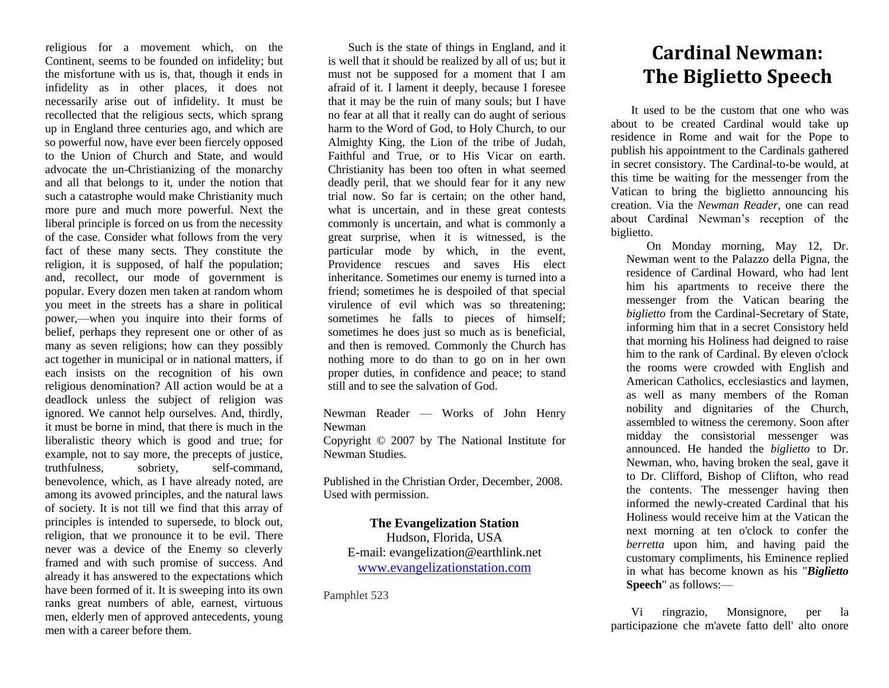religious for a movement which, on the Continent, seems to be founded on infidelity; but the misfortune with us is, that, though it ends in infidelity as in other places, it does not necessarily arise out of infidelity. It must be recollected that the religious sects, which sprang up in England three centuries ago, and which are so powerful now, have ever been fiercely opposed to the Union of Church and State, and would advocate the un-Christianizing of the monarchy and all that belongs to it, under the notion that such a catastrophe would make Christianity much more pure and much more powerful. Next the liberal principle is forced on us from the necessity of the case. Consider what follows from the very fact of these many sects. They constitute the religion, it is supposed, of half the population; and, recollect, our mode of government is popular. Every dozen men taken at random whom you meet in the streets has a share in political power,—when you inquire into their forms of belief, perhaps they represent one or other of as many as seven religions; how can they possibly act together in municipal or in national matters, if each insists on the recognition of his own religious denomination? All action would be at a deadlock unless the subject of religion was ignored. We cannot help ourselves. And, thirdly, it must be borne in mind, that there is much in the liberalistic theory which is good and true; for example, not to say more, the precepts of justice, truthfulness, sobriety, self-command, benevolence, which, as I have already noted, are among its avowed principles, and the natural laws of society. It is not till we find that this array of principles is intended to supersede, to block out, religion, that we pronounce it to be evil. There never was a device of the Enemy so cleverly framed and with such promise of success. And already it has answered to the expectations which have been formed of it. It is sweeping into its own ranks great numbers of able, earnest, virtuous men, elderly men of approved antecedents, young men with a career before them.

Such is the state of things in England, and it is well that it should be realized by all of us; but it must not be supposed for a moment that I am afraid of it. I lament it deeply, because I foresee that it may be the ruin of many souls; but I have no fear at all that it really can do aught of serious harm to the Word of God, to Holy Church, to our Almighty King, the Lion of the tribe of Judah, Faithful and True, or to His Vicar on earth. Christianity has been too often in what seemed deadly peril, that we should fear for it any new trial now. So far is certain; on the other hand, what is uncertain, and in these great contests commonly is uncertain, and what is commonly a great surprise, when it is witnessed, is the particular mode by which, in the event, Providence rescues and saves His elect inheritance. Sometimes our enemy is turned into a friend; sometimes he is despoiled of that special virulence of evil which was so threatening; sometimes he falls to pieces of himself; sometimes he does just so much as is beneficial, and then is removed. Commonly the Church has nothing more to do than to go on in her own proper duties, in confidence and peace; to stand still and to see the salvation of God.

Newman Reader — Works of John Henry Newman
Copyright © 2007 by The National Institute for Newman Studies.

Published in the Christian Order, December, 2008. Used with permission.

**The Evangelization Station**
Hudson, Florida, USA
E-mail: evangelization@earthlink.net
www.evangelizationstation.com

Pamphlet 523

# Cardinal Newman: The Biglietto Speech

It used to be the custom that one who was about to be created Cardinal would take up residence in Rome and wait for the Pope to publish his appointment to the Cardinals gathered in secret consistory. The Cardinal-to-be would, at this time be waiting for the messenger from the Vatican to bring the biglietto announcing his creation. Via the *Newman Reader*, one can read about Cardinal Newman's reception of the biglietto.

> On Monday morning, May 12, Dr. Newman went to the Palazzo della Pigna, the residence of Cardinal Howard, who had lent him his apartments to receive there the messenger from the Vatican bearing the *biglietto* from the Cardinal-Secretary of State, informing him that in a secret Consistory held that morning his Holiness had deigned to raise him to the rank of Cardinal. By eleven o'clock the rooms were crowded with English and American Catholics, ecclesiastics and laymen, as well as many members of the Roman nobility and dignitaries of the Church, assembled to witness the ceremony. Soon after midday the consistorial messenger was announced. He handed the *biglietto* to Dr. Newman, who, having broken the seal, gave it to Dr. Clifford, Bishop of Clifton, who read the contents. The messenger having then informed the newly-created Cardinal that his Holiness would receive him at the Vatican the next morning at ten o'clock to confer the *berretta* upon him, and having paid the customary compliments, his Eminence replied in what has become known as his "***Biglietto* Speech**" as follows:—

Vi ringrazio, Monsignore, per la participazione che m'avete fatto dell' alto onore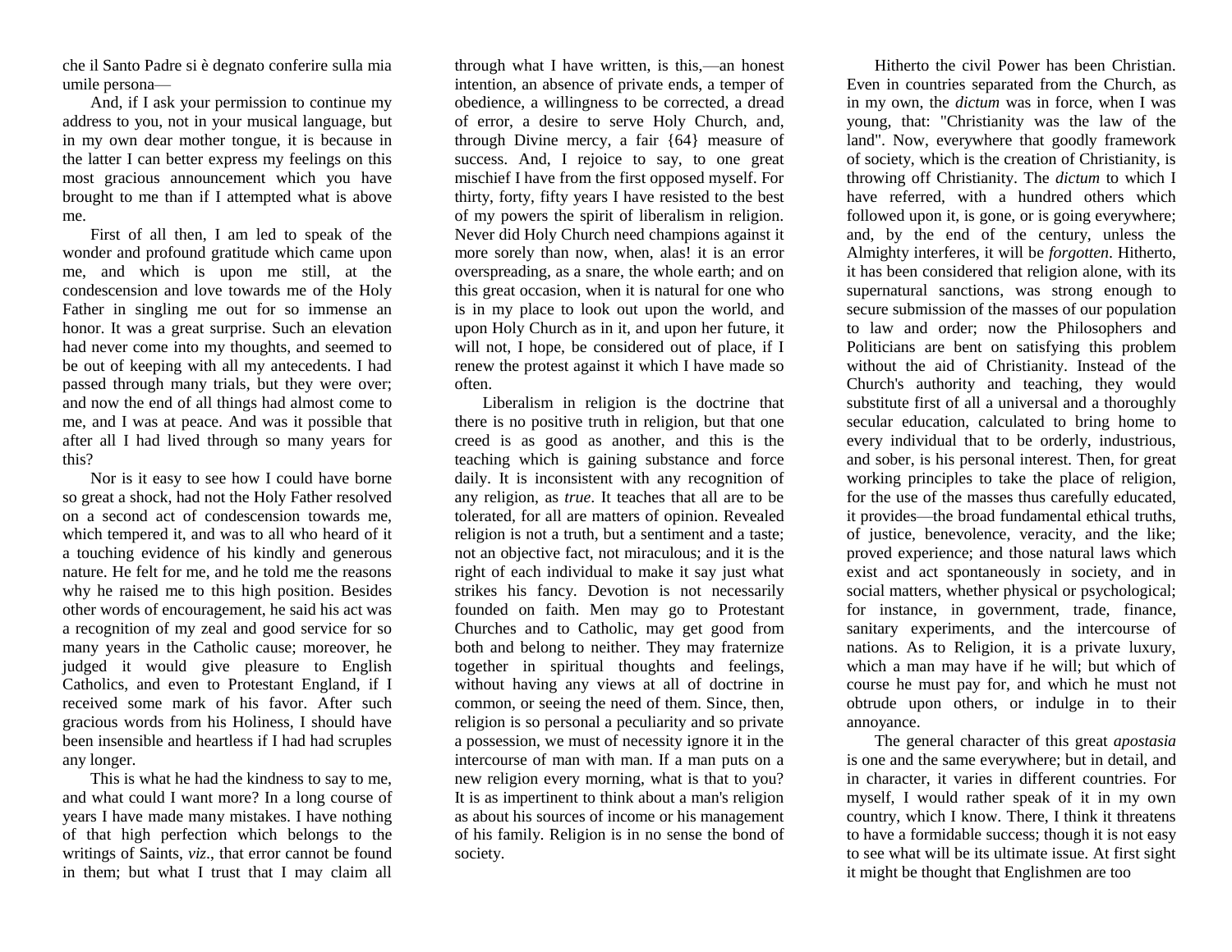che il Santo Padre si è degnato conferire sulla mia umile persona—

And, if I ask your permission to continue my address to you, not in your musical language, but in my own dear mother tongue, it is because in the latter I can better express my feelings on this most gracious announcement which you have brought to me than if I attempted what is above me.

First of all then, I am led to speak of the wonder and profound gratitude which came upon me, and which is upon me still, at the condescension and love towards me of the Holy Father in singling me out for so immense an honor. It was a great surprise. Such an elevation had never come into my thoughts, and seemed to be out of keeping with all my antecedents. I had passed through many trials, but they were over; and now the end of all things had almost come to me, and I was at peace. And was it possible that after all I had lived through so many years for this?

Nor is it easy to see how I could have borne so great a shock, had not the Holy Father resolved on a second act of condescension towards me, which tempered it, and was to all who heard of it a touching evidence of his kindly and generous nature. He felt for me, and he told me the reasons why he raised me to this high position. Besides other words of encouragement, he said his act was a recognition of my zeal and good service for so many years in the Catholic cause; moreover, he judged it would give pleasure to English Catholics, and even to Protestant England, if I received some mark of his favor. After such gracious words from his Holiness, I should have been insensible and heartless if I had had scruples any longer.

This is what he had the kindness to say to me, and what could I want more? In a long course of years I have made many mistakes. I have nothing of that high perfection which belongs to the writings of Saints, *viz*., that error cannot be found in them; but what I trust that I may claim all through what I have written, is this,—an honest intention, an absence of private ends, a temper of obedience, a willingness to be corrected, a dread of error, a desire to serve Holy Church, and, through Divine mercy, a fair {64} measure of success. And, I rejoice to say, to one great mischief I have from the first opposed myself. For thirty, forty, fifty years I have resisted to the best of my powers the spirit of liberalism in religion. Never did Holy Church need champions against it more sorely than now, when, alas! it is an error overspreading, as a snare, the whole earth; and on this great occasion, when it is natural for one who is in my place to look out upon the world, and upon Holy Church as in it, and upon her future, it will not, I hope, be considered out of place, if I renew the protest against it which I have made so often.

Liberalism in religion is the doctrine that there is no positive truth in religion, but that one creed is as good as another, and this is the teaching which is gaining substance and force daily. It is inconsistent with any recognition of any religion, as *true*. It teaches that all are to be tolerated, for all are matters of opinion. Revealed religion is not a truth, but a sentiment and a taste; not an objective fact, not miraculous; and it is the right of each individual to make it say just what strikes his fancy. Devotion is not necessarily founded on faith. Men may go to Protestant Churches and to Catholic, may get good from both and belong to neither. They may fraternize together in spiritual thoughts and feelings, without having any views at all of doctrine in common, or seeing the need of them. Since, then, religion is so personal a peculiarity and so private a possession, we must of necessity ignore it in the intercourse of man with man. If a man puts on a new religion every morning, what is that to you? It is as impertinent to think about a man's religion as about his sources of income or his management of his family. Religion is in no sense the bond of society.

Hitherto the civil Power has been Christian. Even in countries separated from the Church, as in my own, the *dictum* was in force, when I was young, that: "Christianity was the law of the land". Now, everywhere that goodly framework of society, which is the creation of Christianity, is throwing off Christianity. The *dictum* to which I have referred, with a hundred others which followed upon it, is gone, or is going everywhere; and, by the end of the century, unless the Almighty interferes, it will be *forgotten*. Hitherto, it has been considered that religion alone, with its supernatural sanctions, was strong enough to secure submission of the masses of our population to law and order; now the Philosophers and Politicians are bent on satisfying this problem without the aid of Christianity. Instead of the Church's authority and teaching, they would substitute first of all a universal and a thoroughly secular education, calculated to bring home to every individual that to be orderly, industrious, and sober, is his personal interest. Then, for great working principles to take the place of religion, for the use of the masses thus carefully educated, it provides—the broad fundamental ethical truths, of justice, benevolence, veracity, and the like; proved experience; and those natural laws which exist and act spontaneously in society, and in social matters, whether physical or psychological; for instance, in government, trade, finance, sanitary experiments, and the intercourse of nations. As to Religion, it is a private luxury, which a man may have if he will; but which of course he must pay for, and which he must not obtrude upon others, or indulge in to their annoyance.

The general character of this great *apostasia* is one and the same everywhere; but in detail, and in character, it varies in different countries. For myself, I would rather speak of it in my own country, which I know. There, I think it threatens to have a formidable success; though it is not easy to see what will be its ultimate issue. At first sight it might be thought that Englishmen are too